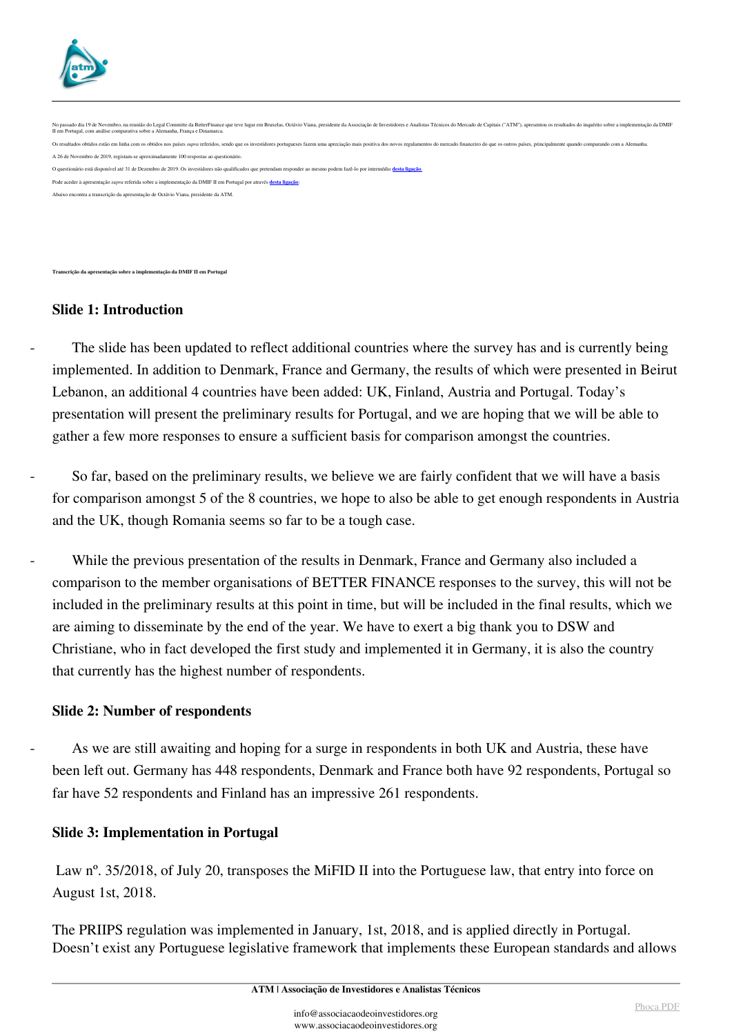No passado dia 19 de Novembro, na reunião do Legal Committe da BetterFinance que teve lugar em Bruxelas, Octávio Viana, presidente da Associação de Investidores e Analistas Técnicos do Mercado de Capitais ("ATM"), apresentou os resultados do inquérito sobre a implementação da DMIF II em Portugal, com análise comparativa sobre a Alemanha, França e Dinamarca.

Os resultados obtidos estão em linha com os obtidos nos países *supra* referidos, sendo que os investidores portugueses fazem uma apreciação mais positiva dos novos regulamentos do mercado financeiro do que os outros países, principalmente quando comparando com a Alemanha.

A 26 de Novembro de 2019, registam-se aproximadamente 100 respostas ao questionário.

O questionário está disponível até 31 de Dezembro de 2019. Os investidores não qualificados que pretendam responder ao mesmo podem fazê-lo por intermédio **desta ligação**.

Pode aceder à apresentação *supra* referida sobre a implementação da DMIF II em Portugal por através **desta ligação**.

Abaixo encontra a transcrição da apresentação de Octávio Viana, presidente da ATM.

**Transcrição da apresentação sobre a implementação da DMIF II em Portugal**

### Slide 1: Introduction

- The slide has been updated to reflect additional countries where the survey has and is currently being implemented. In addition to Denmark, France and Germany, the results of which were presented in Beirut Lebanon, an additional 4 countries have been added: UK, Finland, Austria and Portugal. Today's presentation will present the preliminary results for Portugal, and we are hoping that we will be able to gather a few more responses to ensure a sufficient basis for comparison amongst the countries.

- So far, based on the preliminary results, we believe we are fairly confident that we will have a basis for comparison amongst 5 of the 8 countries, we hope to also be able to get enough respondents in Austria and the UK, though Romania seems so far to be a tough case.

- While the previous presentation of the results in Denmark, France and Germany also included a comparison to the member organisations of BETTER FINANCE responses to the survey, this will not be included in the preliminary results at this point in time, but will be included in the final results, which we are aiming to disseminate by the end of the year. We have to exert a big thank you to DSW and Christiane, who in fact developed the first study and implemented it in Germany, it is also the country that currently has the highest number of respondents.

### Slide 2: Number of respondents

- As we are still awaiting and hoping for a surge in respondents in both UK and Austria, these have been left out. Germany has 448 respondents, Denmark and France both have 92 respondents, Portugal so far have 52 respondents and Finland has an impressive 261 respondents.

### Slide 3: Implementation in Portugal

Law nº. 35/2018, of July 20, transposes the MiFID II into the Portuguese law, that entry into force on August 1st, 2018.

The PRIIPS regulation was implemented in January, 1st, 2018, and is applied directly in Portugal. Doesn't exist any Portuguese legislative framework that implements these European standards and allows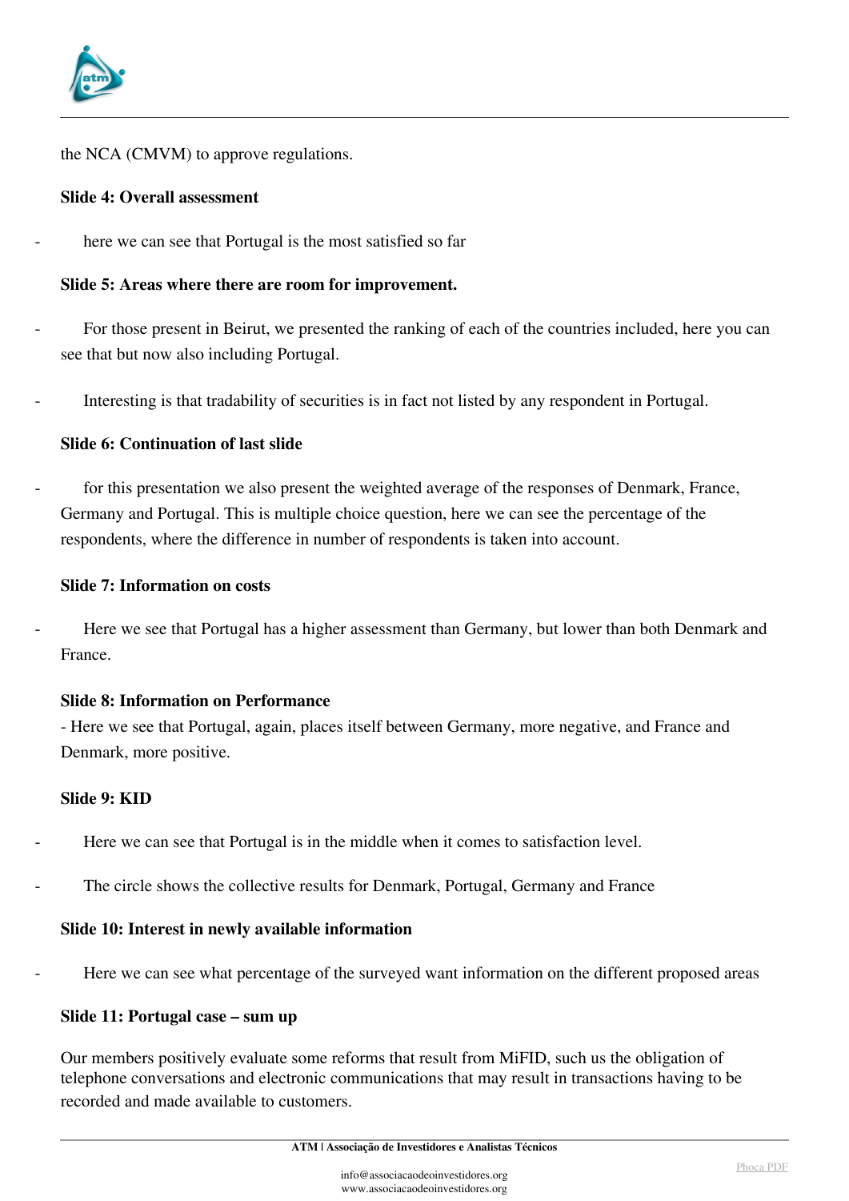the NCA (CMVM) to approve regulations.

**Slide 4: Overall assessment**

- here we can see that Portugal is the most satisfied so far

**Slide 5: Areas where there are room for improvement.**

- For those present in Beirut, we presented the ranking of each of the countries included, here you can see that but now also including Portugal.

- Interesting is that tradability of securities is in fact not listed by any respondent in Portugal.

**Slide 6: Continuation of last slide**

- for this presentation we also present the weighted average of the responses of Denmark, France, Germany and Portugal. This is multiple choice question, here we can see the percentage of the respondents, where the difference in number of respondents is taken into account.

**Slide 7: Information on costs**

- Here we see that Portugal has a higher assessment than Germany, but lower than both Denmark and France.

**Slide 8: Information on Performance**

- Here we see that Portugal, again, places itself between Germany, more negative, and France and Denmark, more positive.

**Slide 9: KID**

- Here we can see that Portugal is in the middle when it comes to satisfaction level.

- The circle shows the collective results for Denmark, Portugal, Germany and France

**Slide 10: Interest in newly available information**

- Here we can see what percentage of the surveyed want information on the different proposed areas

**Slide 11: Portugal case – sum up**

Our members positively evaluate some reforms that result from MiFID, such us the obligation of telephone conversations and electronic communications that may result in transactions having to be recorded and made available to customers.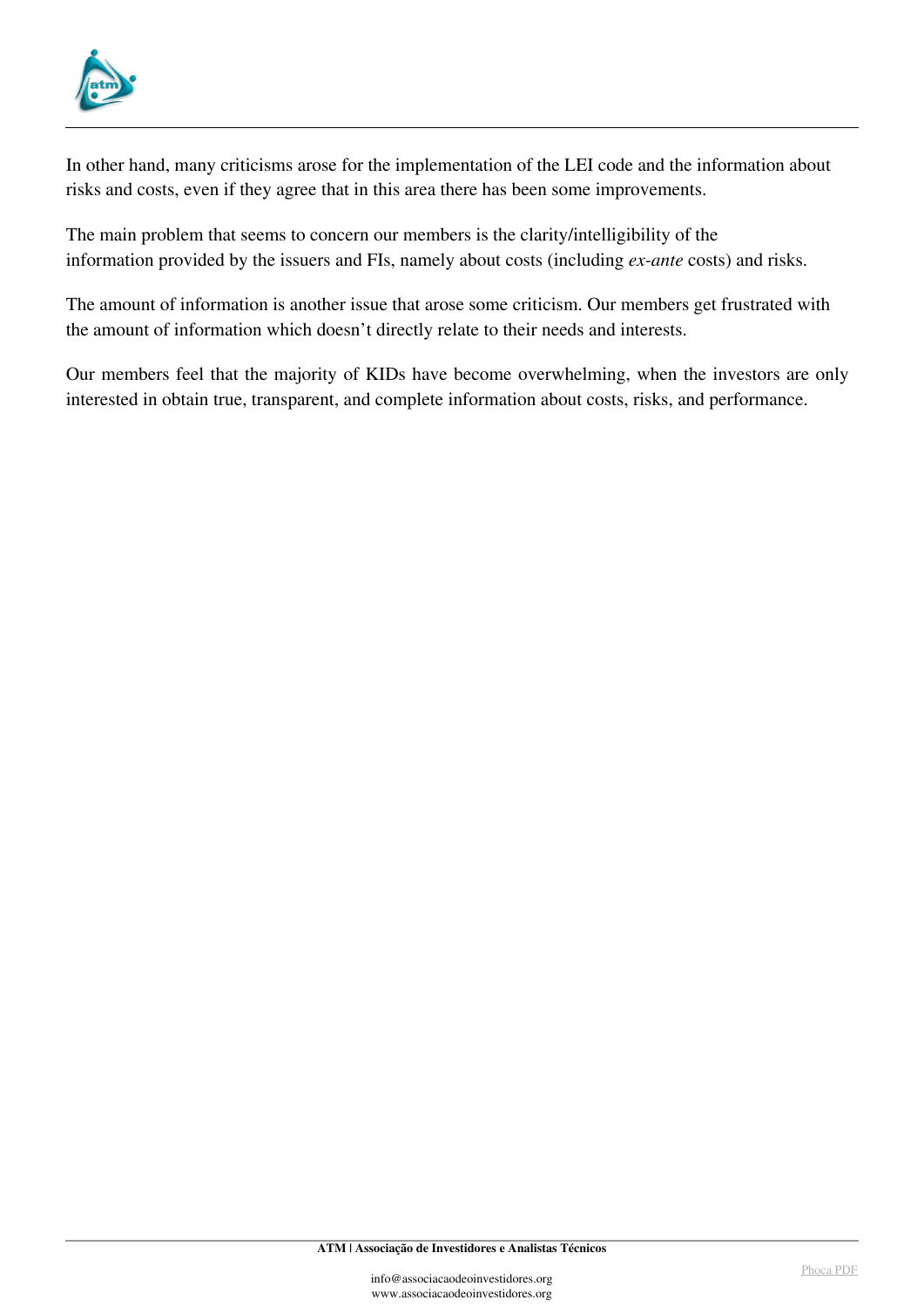In other hand, many criticisms arose for the implementation of the LEI code and the information about risks and costs, even if they agree that in this area there has been some improvements.

The main problem that seems to concern our members is the clarity/intelligibility of the information provided by the issuers and FIs, namely about costs (including *ex-ante* costs) and risks.

The amount of information is another issue that arose some criticism. Our members get frustrated with the amount of information which doesn't directly relate to their needs and interests.

Our members feel that the majority of KIDs have become overwhelming, when the investors are only interested in obtain true, transparent, and complete information about costs, risks, and performance.